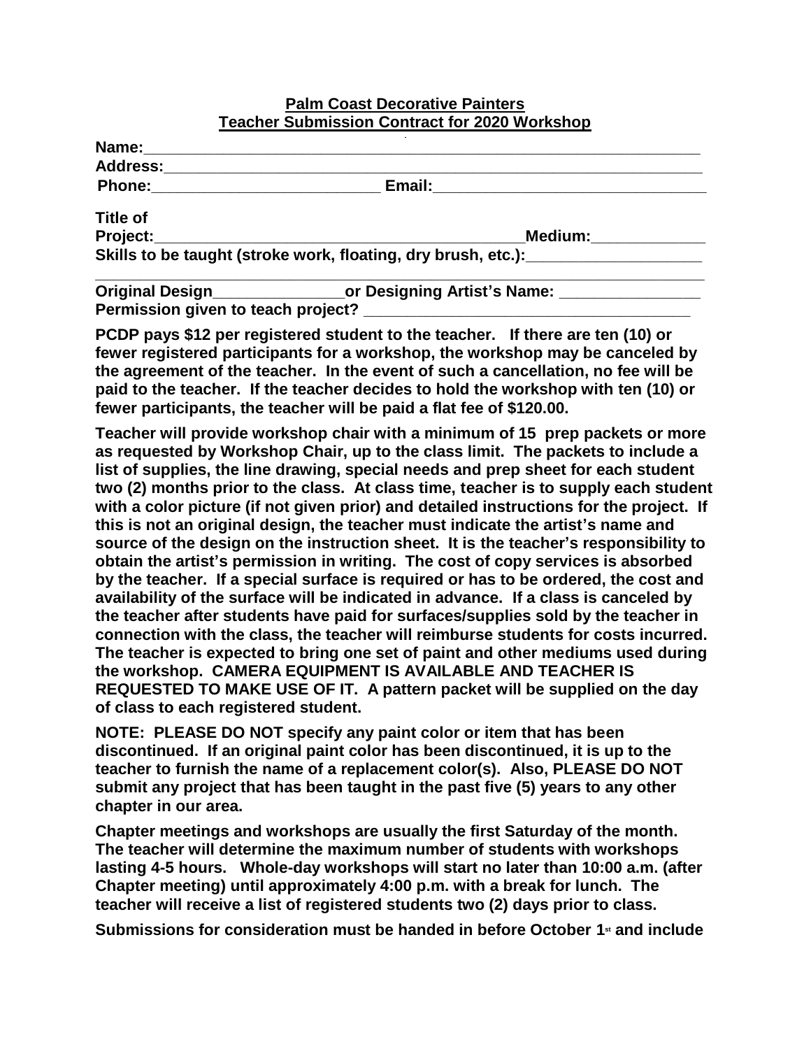**Palm Coast Decorative Painters**
**Teacher Submission Contract for 2020 Workshop**

**Name:**_______________________________________________________________

**Address:**_____________________________________________________________

**Phone:**_________________________ **Email:**______________________________

**Title of Project:**__________________________________________ **Medium:**_____________

**Skills to be taught (stroke work, floating, dry brush, etc.):**___________________

_____________________________________________________________________

**Original Design**_______________ **or Designing Artist's Name:** _______________

**Permission given to teach project?** __________________________________

**PCDP pays $12 per registered student to the teacher. If there are ten (10) or fewer registered participants for a workshop, the workshop may be canceled by the agreement of the teacher. In the event of such a cancellation, no fee will be paid to the teacher. If the teacher decides to hold the workshop with ten (10) or fewer participants, the teacher will be paid a flat fee of $120.00.**

**Teacher will provide workshop chair with a minimum of 15 prep packets or more as requested by Workshop Chair, up to the class limit. The packets to include a list of supplies, the line drawing, special needs and prep sheet for each student two (2) months prior to the class. At class time, teacher is to supply each student with a color picture (if not given prior) and detailed instructions for the project. If this is not an original design, the teacher must indicate the artist's name and source of the design on the instruction sheet. It is the teacher's responsibility to obtain the artist's permission in writing. The cost of copy services is absorbed by the teacher. If a special surface is required or has to be ordered, the cost and availability of the surface will be indicated in advance. If a class is canceled by the teacher after students have paid for surfaces/supplies sold by the teacher in connection with the class, the teacher will reimburse students for costs incurred. The teacher is expected to bring one set of paint and other mediums used during the workshop. CAMERA EQUIPMENT IS AVAILABLE AND TEACHER IS REQUESTED TO MAKE USE OF IT. A pattern packet will be supplied on the day of class to each registered student.**

**NOTE: PLEASE DO NOT specify any paint color or item that has been discontinued. If an original paint color has been discontinued, it is up to the teacher to furnish the name of a replacement color(s). Also, PLEASE DO NOT submit any project that has been taught in the past five (5) years to any other chapter in our area.**

**Chapter meetings and workshops are usually the first Saturday of the month. The teacher will determine the maximum number of students with workshops lasting 4-5 hours. Whole-day workshops will start no later than 10:00 a.m. (after Chapter meeting) until approximately 4:00 p.m. with a break for lunch. The teacher will receive a list of registered students two (2) days prior to class.**

**Submissions for consideration must be handed in before October 1st and include**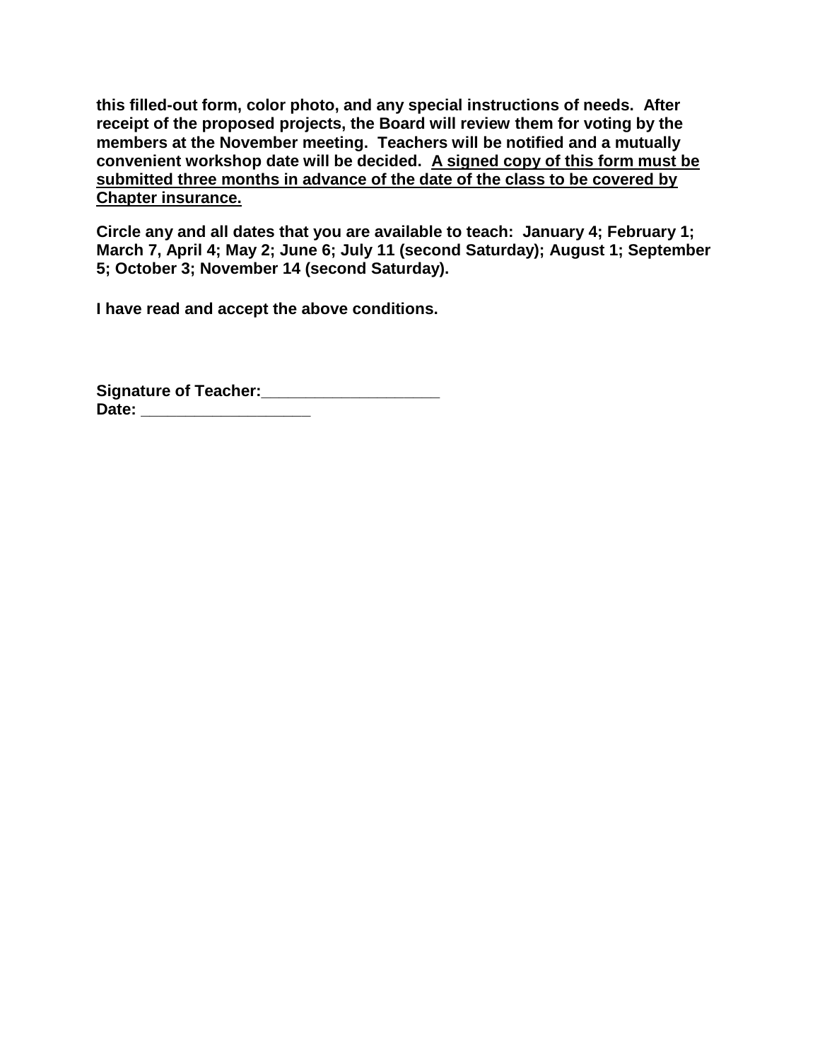**this filled-out form, color photo, and any special instructions of needs. After receipt of the proposed projects, the Board will review them for voting by the members at the November meeting. Teachers will be notified and a mutually convenient workshop date will be decided. <u>A signed copy of this form must be submitted three months in advance of the date of the class to be covered by Chapter insurance.</u>**

**Circle any and all dates that you are available to teach: January 4; February 1; March 7, April 4; May 2; June 6; July 11 (second Saturday); August 1; September 5; October 3; November 14 (second Saturday).**

**I have read and accept the above conditions.**

**Signature of Teacher:___________________**
**Date: __________________**